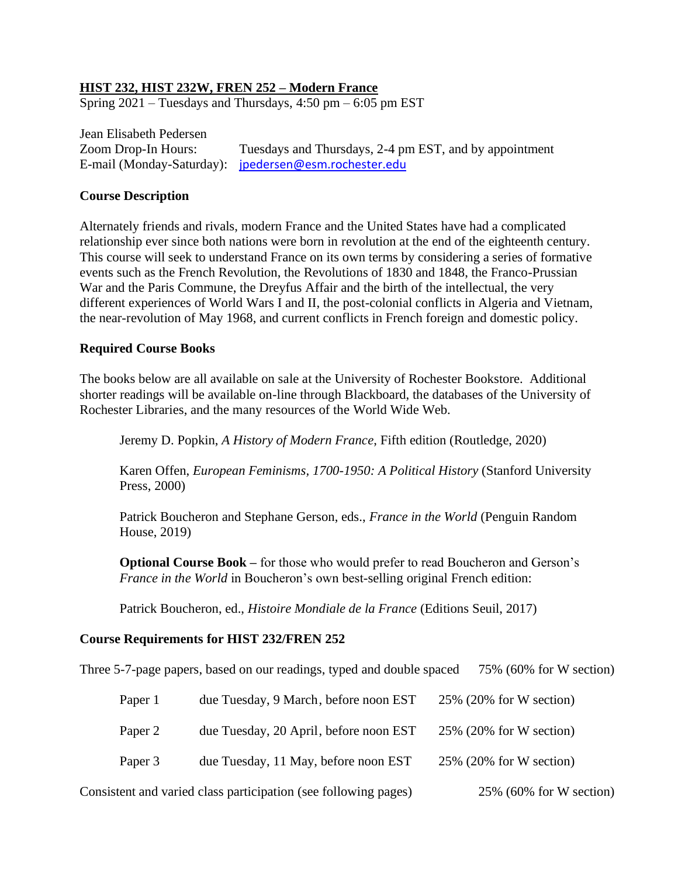**HIST 232, HIST 232W, FREN 252 – Modern France**

Spring 2021 – Tuesdays and Thursdays, 4:50 pm – 6:05 pm EST

Jean Elisabeth Pedersen

Zoom Drop-In Hours: Tuesdays and Thursdays, 2-4 pm EST, and by appointment

E-mail (Monday-Saturday): jpedersen@esm.rochester.edu

**Course Description**

Alternately friends and rivals, modern France and the United States have had a complicated relationship ever since both nations were born in revolution at the end of the eighteenth century. This course will seek to understand France on its own terms by considering a series of formative events such as the French Revolution, the Revolutions of 1830 and 1848, the Franco-Prussian War and the Paris Commune, the Dreyfus Affair and the birth of the intellectual, the very different experiences of World Wars I and II, the post-colonial conflicts in Algeria and Vietnam, the near-revolution of May 1968, and current conflicts in French foreign and domestic policy.

**Required Course Books**

The books below are all available on sale at the University of Rochester Bookstore. Additional shorter readings will be available on-line through Blackboard, the databases of the University of Rochester Libraries, and the many resources of the World Wide Web.

Jeremy D. Popkin, *A History of Modern France*, Fifth edition (Routledge, 2020)

Karen Offen, *European Feminisms, 1700-1950: A Political History* (Stanford University Press, 2000)

Patrick Boucheron and Stephane Gerson, eds., *France in the World* (Penguin Random House, 2019)

**Optional Course Book –** for those who would prefer to read Boucheron and Gerson's *France in the World* in Boucheron's own best-selling original French edition:

Patrick Boucheron, ed., *Histoire Mondiale de la France* (Editions Seuil, 2017)

**Course Requirements for HIST 232/FREN 252**

| | | |
|---|---|---|
| Three 5-7-page papers, based on our readings, typed and double spaced | | 75% (60% for W section) |
| Paper 1 | due Tuesday, 9 March, before noon EST | 25% (20% for W section) |
| Paper 2 | due Tuesday, 20 April, before noon EST | 25% (20% for W section) |
| Paper 3 | due Tuesday, 11 May, before noon EST | 25% (20% for W section) |
| Consistent and varied class participation (see following pages) | | 25% (60% for W section) |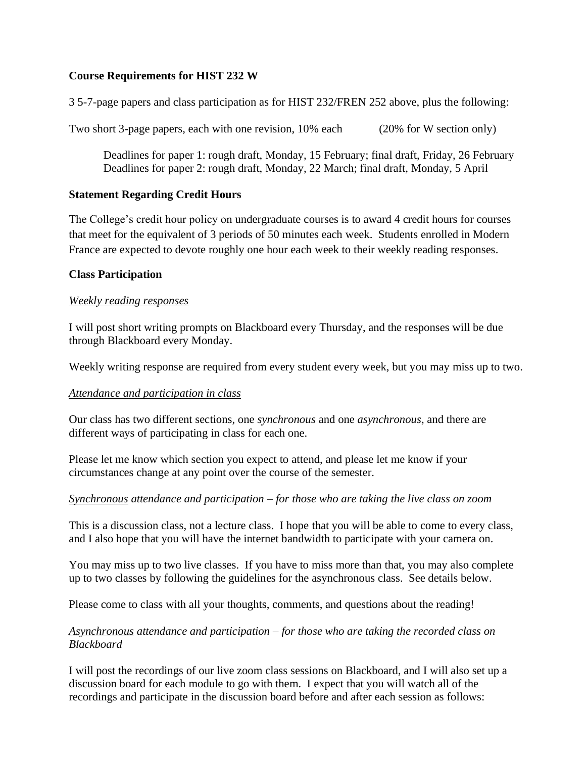**Course Requirements for HIST 232 W**

3 5-7-page papers and class participation as for HIST 232/FREN 252 above, plus the following:

Two short 3-page papers, each with one revision, 10% each (20% for W section only)

> Deadlines for paper 1: rough draft, Monday, 15 February; final draft, Friday, 26 February
> Deadlines for paper 2: rough draft, Monday, 22 March; final draft, Monday, 5 April

**Statement Regarding Credit Hours**

The College's credit hour policy on undergraduate courses is to award 4 credit hours for courses that meet for the equivalent of 3 periods of 50 minutes each week. Students enrolled in Modern France are expected to devote roughly one hour each week to their weekly reading responses.

**Class Participation**

*Weekly reading responses*

I will post short writing prompts on Blackboard every Thursday, and the responses will be due through Blackboard every Monday.

Weekly writing response are required from every student every week, but you may miss up to two.

*Attendance and participation in class*

Our class has two different sections, one *synchronous* and one *asynchronous*, and there are different ways of participating in class for each one.

Please let me know which section you expect to attend, and please let me know if your circumstances change at any point over the course of the semester.

*Synchronous attendance and participation – for those who are taking the live class on zoom*

This is a discussion class, not a lecture class. I hope that you will be able to come to every class, and I also hope that you will have the internet bandwidth to participate with your camera on.

You may miss up to two live classes. If you have to miss more than that, you may also complete up to two classes by following the guidelines for the asynchronous class. See details below.

Please come to class with all your thoughts, comments, and questions about the reading!

*Asynchronous attendance and participation – for those who are taking the recorded class on Blackboard*

I will post the recordings of our live zoom class sessions on Blackboard, and I will also set up a discussion board for each module to go with them. I expect that you will watch all of the recordings and participate in the discussion board before and after each session as follows: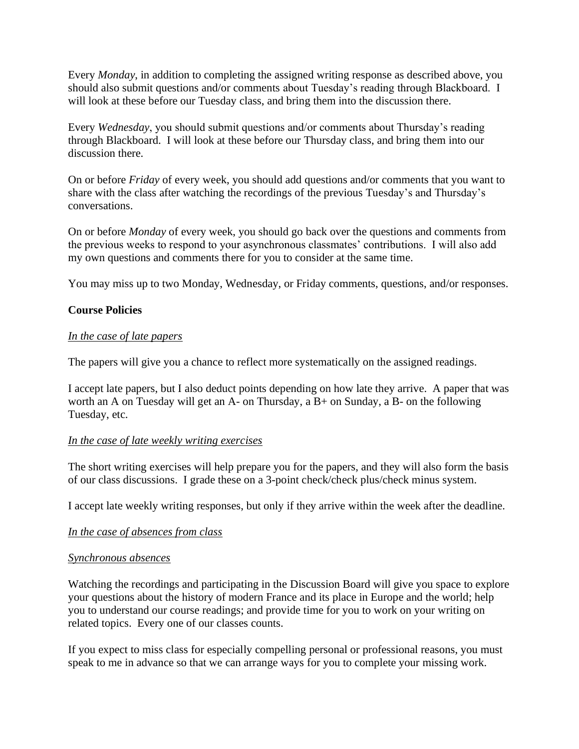Every *Monday*, in addition to completing the assigned writing response as described above, you should also submit questions and/or comments about Tuesday's reading through Blackboard. I will look at these before our Tuesday class, and bring them into the discussion there.

Every *Wednesday*, you should submit questions and/or comments about Thursday's reading through Blackboard. I will look at these before our Thursday class, and bring them into our discussion there.

On or before *Friday* of every week, you should add questions and/or comments that you want to share with the class after watching the recordings of the previous Tuesday's and Thursday's conversations.

On or before *Monday* of every week, you should go back over the questions and comments from the previous weeks to respond to your asynchronous classmates' contributions. I will also add my own questions and comments there for you to consider at the same time.

You may miss up to two Monday, Wednesday, or Friday comments, questions, and/or responses.

## Course Policies

### *In the case of late papers*

The papers will give you a chance to reflect more systematically on the assigned readings.

I accept late papers, but I also deduct points depending on how late they arrive. A paper that was worth an A on Tuesday will get an A- on Thursday, a B+ on Sunday, a B- on the following Tuesday, etc.

### *In the case of late weekly writing exercises*

The short writing exercises will help prepare you for the papers, and they will also form the basis of our class discussions. I grade these on a 3-point check/check plus/check minus system.

I accept late weekly writing responses, but only if they arrive within the week after the deadline.

### *In the case of absences from class*

#### *Synchronous absences*

Watching the recordings and participating in the Discussion Board will give you space to explore your questions about the history of modern France and its place in Europe and the world; help you to understand our course readings; and provide time for you to work on your writing on related topics. Every one of our classes counts.

If you expect to miss class for especially compelling personal or professional reasons, you must speak to me in advance so that we can arrange ways for you to complete your missing work.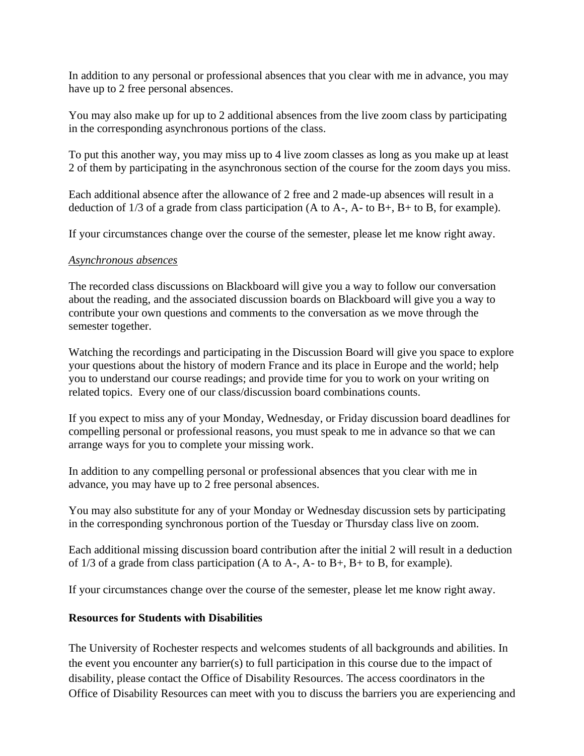In addition to any personal or professional absences that you clear with me in advance, you may have up to 2 free personal absences.

You may also make up for up to 2 additional absences from the live zoom class by participating in the corresponding asynchronous portions of the class.

To put this another way, you may miss up to 4 live zoom classes as long as you make up at least 2 of them by participating in the asynchronous section of the course for the zoom days you miss.

Each additional absence after the allowance of 2 free and 2 made-up absences will result in a deduction of 1/3 of a grade from class participation (A to A-, A- to B+, B+ to B, for example).

If your circumstances change over the course of the semester, please let me know right away.

*Asynchronous absences*

The recorded class discussions on Blackboard will give you a way to follow our conversation about the reading, and the associated discussion boards on Blackboard will give you a way to contribute your own questions and comments to the conversation as we move through the semester together.

Watching the recordings and participating in the Discussion Board will give you space to explore your questions about the history of modern France and its place in Europe and the world; help you to understand our course readings; and provide time for you to work on your writing on related topics. Every one of our class/discussion board combinations counts.

If you expect to miss any of your Monday, Wednesday, or Friday discussion board deadlines for compelling personal or professional reasons, you must speak to me in advance so that we can arrange ways for you to complete your missing work.

In addition to any compelling personal or professional absences that you clear with me in advance, you may have up to 2 free personal absences.

You may also substitute for any of your Monday or Wednesday discussion sets by participating in the corresponding synchronous portion of the Tuesday or Thursday class live on zoom.

Each additional missing discussion board contribution after the initial 2 will result in a deduction of 1/3 of a grade from class participation (A to A-, A- to B+, B+ to B, for example).

If your circumstances change over the course of the semester, please let me know right away.

**Resources for Students with Disabilities**

The University of Rochester respects and welcomes students of all backgrounds and abilities. In the event you encounter any barrier(s) to full participation in this course due to the impact of disability, please contact the Office of Disability Resources. The access coordinators in the Office of Disability Resources can meet with you to discuss the barriers you are experiencing and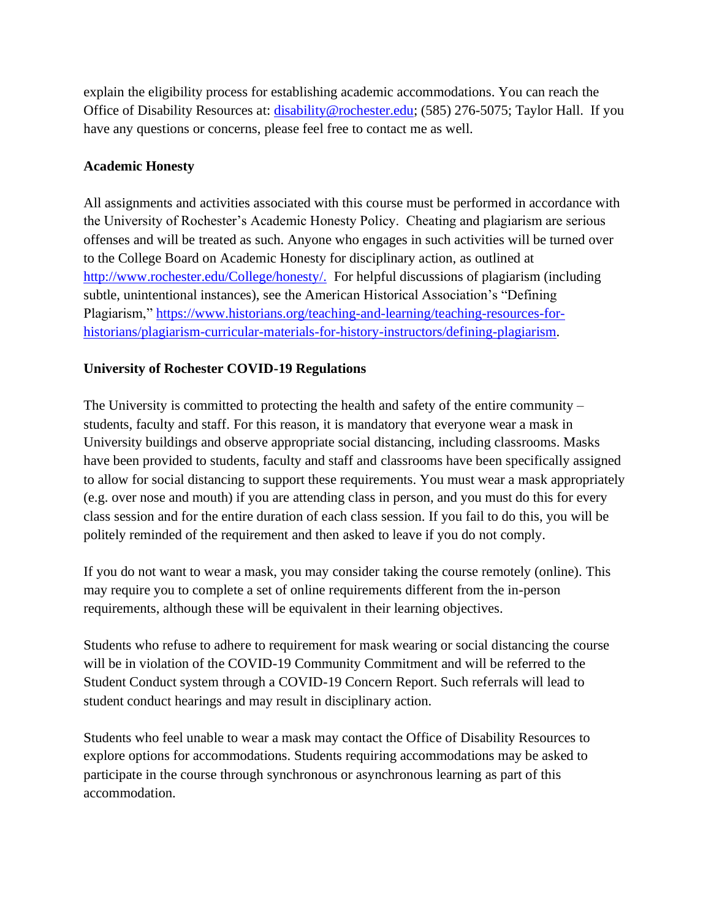explain the eligibility process for establishing academic accommodations. You can reach the Office of Disability Resources at: disability@rochester.edu; (585) 276-5075; Taylor Hall. If you have any questions or concerns, please feel free to contact me as well.

**Academic Honesty**

All assignments and activities associated with this course must be performed in accordance with the University of Rochester's Academic Honesty Policy. Cheating and plagiarism are serious offenses and will be treated as such. Anyone who engages in such activities will be turned over to the College Board on Academic Honesty for disciplinary action, as outlined at http://www.rochester.edu/College/honesty/. For helpful discussions of plagiarism (including subtle, unintentional instances), see the American Historical Association's "Defining Plagiarism," https://www.historians.org/teaching-and-learning/teaching-resources-for-historians/plagiarism-curricular-materials-for-history-instructors/defining-plagiarism.

**University of Rochester COVID-19 Regulations**

The University is committed to protecting the health and safety of the entire community – students, faculty and staff. For this reason, it is mandatory that everyone wear a mask in University buildings and observe appropriate social distancing, including classrooms. Masks have been provided to students, faculty and staff and classrooms have been specifically assigned to allow for social distancing to support these requirements. You must wear a mask appropriately (e.g. over nose and mouth) if you are attending class in person, and you must do this for every class session and for the entire duration of each class session. If you fail to do this, you will be politely reminded of the requirement and then asked to leave if you do not comply.

If you do not want to wear a mask, you may consider taking the course remotely (online). This may require you to complete a set of online requirements different from the in-person requirements, although these will be equivalent in their learning objectives.

Students who refuse to adhere to requirement for mask wearing or social distancing the course will be in violation of the COVID-19 Community Commitment and will be referred to the Student Conduct system through a COVID-19 Concern Report. Such referrals will lead to student conduct hearings and may result in disciplinary action.

Students who feel unable to wear a mask may contact the Office of Disability Resources to explore options for accommodations. Students requiring accommodations may be asked to participate in the course through synchronous or asynchronous learning as part of this accommodation.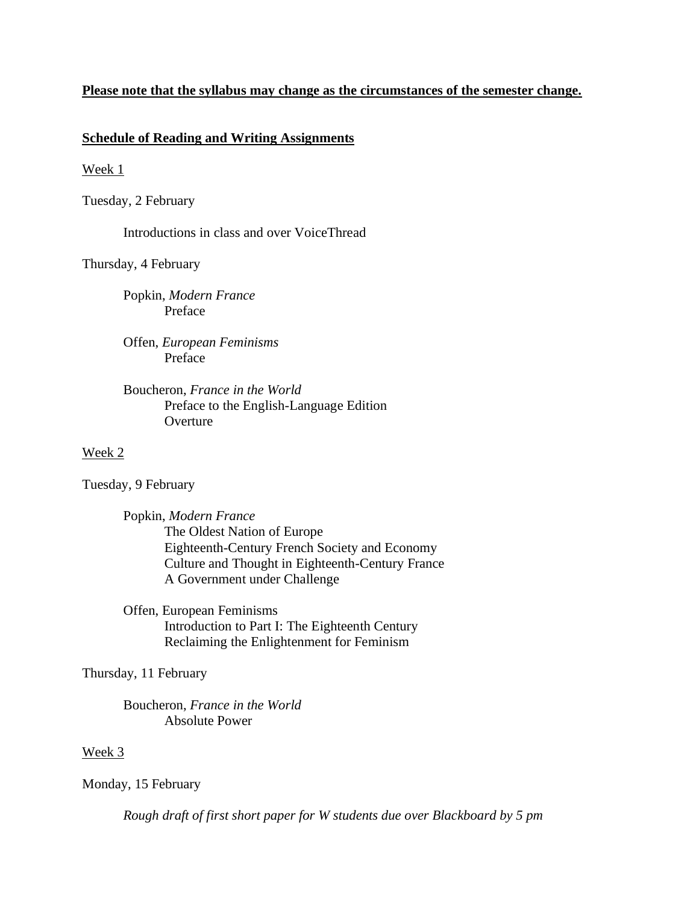**Please note that the syllabus may change as the circumstances of the semester change.**

**Schedule of Reading and Writing Assignments**

Week 1

Tuesday, 2 February

Introductions in class and over VoiceThread

Thursday, 4 February

Popkin, *Modern France*
- Preface

Offen, *European Feminisms*
- Preface

Boucheron, *France in the World*
- Preface to the English-Language Edition
- Overture

Week 2

Tuesday, 9 February

Popkin, *Modern France*
- The Oldest Nation of Europe
- Eighteenth-Century French Society and Economy
- Culture and Thought in Eighteenth-Century France
- A Government under Challenge

Offen, European Feminisms
- Introduction to Part I: The Eighteenth Century
- Reclaiming the Enlightenment for Feminism

Thursday, 11 February

Boucheron, *France in the World*
- Absolute Power

Week 3

Monday, 15 February

*Rough draft of first short paper for W students due over Blackboard by 5 pm*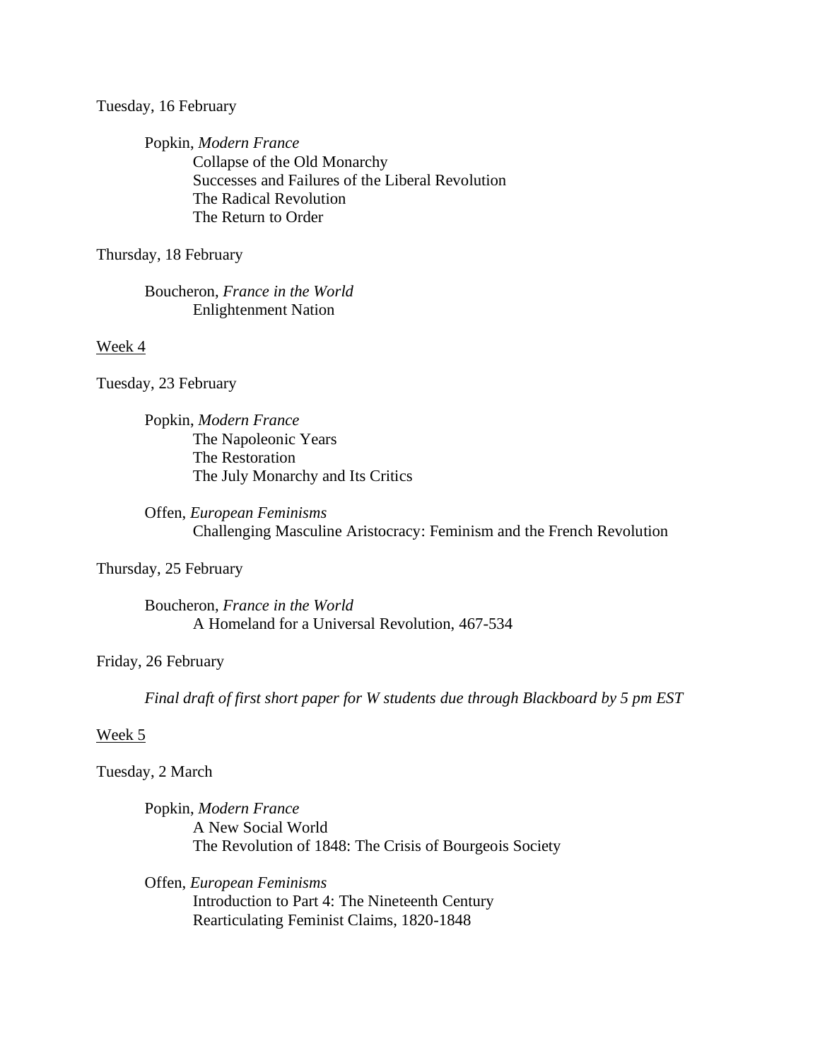Tuesday, 16 February

Popkin, *Modern France*
- Collapse of the Old Monarchy
- Successes and Failures of the Liberal Revolution
- The Radical Revolution
- The Return to Order

Thursday, 18 February

Boucheron, *France in the World*
- Enlightenment Nation

## Week 4

Tuesday, 23 February

Popkin, *Modern France*
- The Napoleonic Years
- The Restoration
- The July Monarchy and Its Critics

Offen, *European Feminisms*
- Challenging Masculine Aristocracy: Feminism and the French Revolution

Thursday, 25 February

Boucheron, *France in the World*
- A Homeland for a Universal Revolution, 467-534

Friday, 26 February

*Final draft of first short paper for W students due through Blackboard by 5 pm EST*

## Week 5

Tuesday, 2 March

Popkin, *Modern France*
- A New Social World
- The Revolution of 1848: The Crisis of Bourgeois Society

Offen, *European Feminisms*
- Introduction to Part 4: The Nineteenth Century
- Rearticulating Feminist Claims, 1820-1848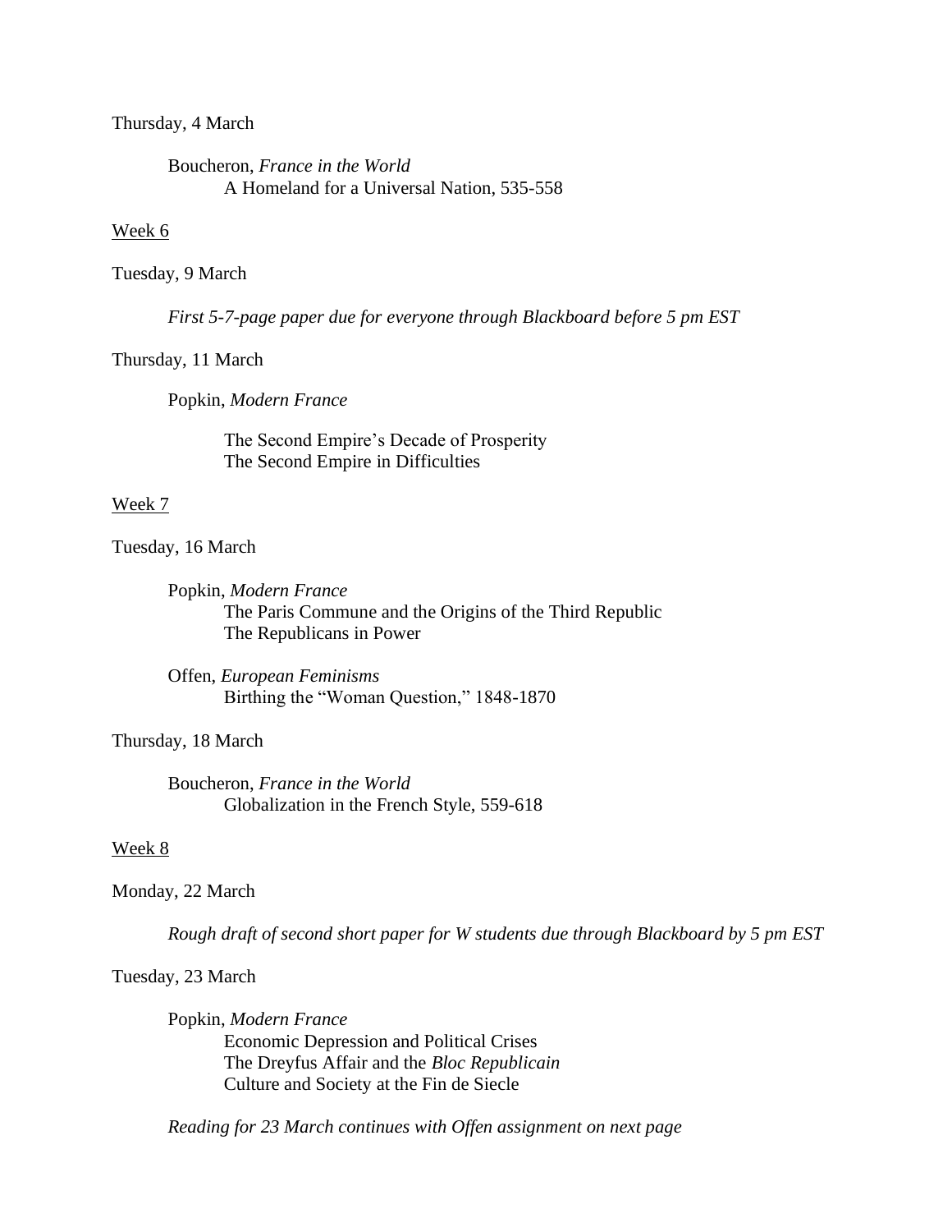Thursday, 4 March

Boucheron, *France in the World*
A Homeland for a Universal Nation, 535-558

<u>Week 6</u>

Tuesday, 9 March

*First 5-7-page paper due for everyone through Blackboard before 5 pm EST*

Thursday, 11 March

Popkin, *Modern France*

The Second Empire's Decade of Prosperity
The Second Empire in Difficulties

<u>Week 7</u>

Tuesday, 16 March

Popkin, *Modern France*
The Paris Commune and the Origins of the Third Republic
The Republicans in Power

Offen, *European Feminisms*
Birthing the "Woman Question," 1848-1870

Thursday, 18 March

Boucheron, *France in the World*
Globalization in the French Style, 559-618

<u>Week 8</u>

Monday, 22 March

*Rough draft of second short paper for W students due through Blackboard by 5 pm EST*

Tuesday, 23 March

Popkin, *Modern France*
Economic Depression and Political Crises
The Dreyfus Affair and the *Bloc Republicain*
Culture and Society at the Fin de Siecle

*Reading for 23 March continues with Offen assignment on next page*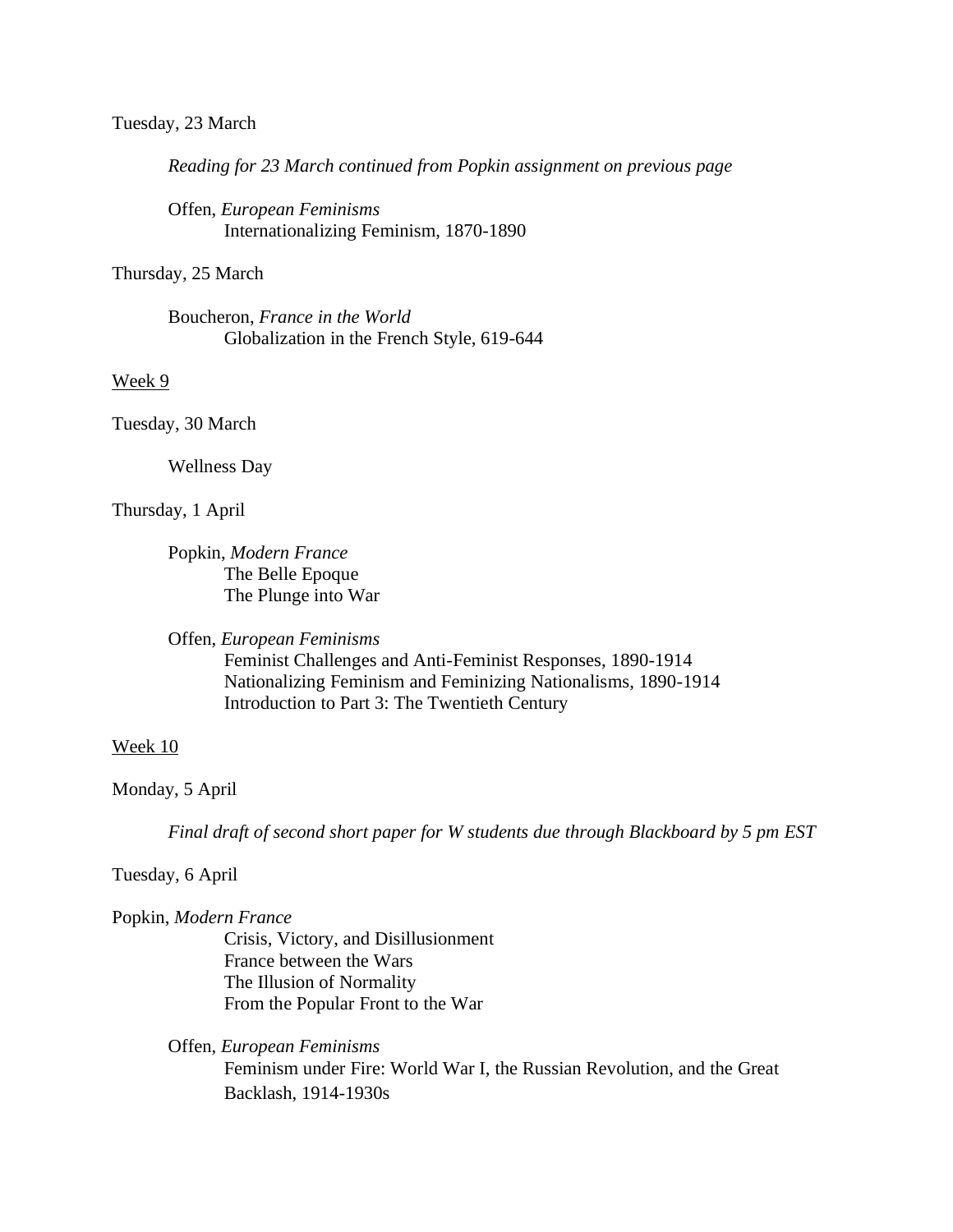Tuesday, 23 March

*Reading for 23 March continued from Popkin assignment on previous page*

Offen, *European Feminisms*
Internationalizing Feminism, 1870-1890

Thursday, 25 March

Boucheron, *France in the World*
Globalization in the French Style, 619-644

<u>Week 9</u>

Tuesday, 30 March

Wellness Day

Thursday, 1 April

Popkin, *Modern France*
The Belle Epoque
The Plunge into War

Offen, *European Feminisms*
Feminist Challenges and Anti-Feminist Responses, 1890-1914
Nationalizing Feminism and Feminizing Nationalisms, 1890-1914
Introduction to Part 3: The Twentieth Century

<u>Week 10</u>

Monday, 5 April

*Final draft of second short paper for W students due through Blackboard by 5 pm EST*

Tuesday, 6 April

Popkin, *Modern France*
Crisis, Victory, and Disillusionment
France between the Wars
The Illusion of Normality
From the Popular Front to the War

Offen, *European Feminisms*
Feminism under Fire: World War I, the Russian Revolution, and the Great Backlash, 1914-1930s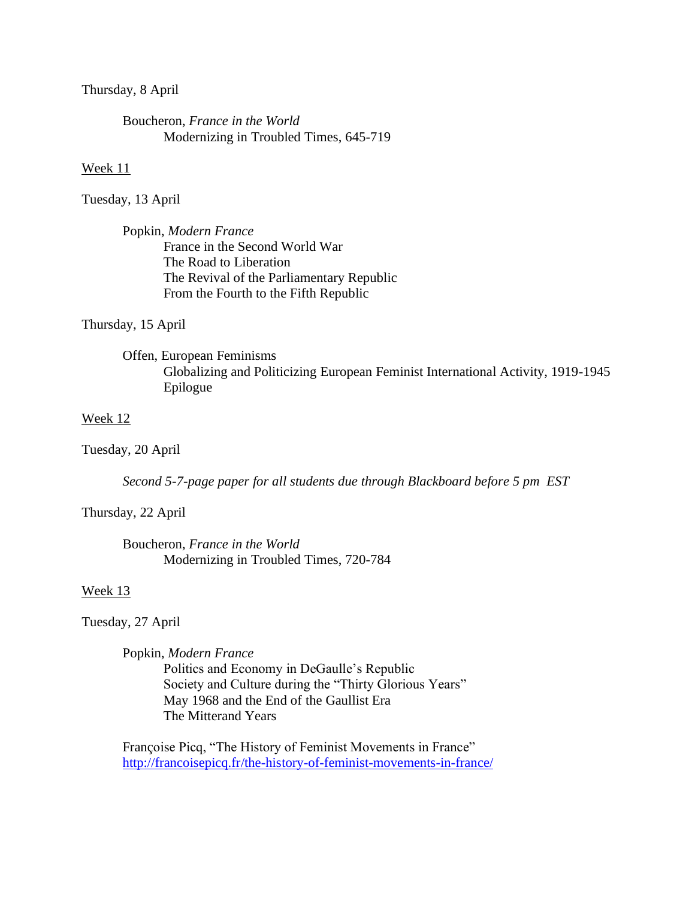Thursday, 8 April

Boucheron, *France in the World*
Modernizing in Troubled Times, 645-719

<u>Week 11</u>

Tuesday, 13 April

Popkin, *Modern France*
France in the Second World War
The Road to Liberation
The Revival of the Parliamentary Republic
From the Fourth to the Fifth Republic

Thursday, 15 April

Offen, European Feminisms
Globalizing and Politicizing European Feminist International Activity, 1919-1945
Epilogue

<u>Week 12</u>

Tuesday, 20 April

*Second 5-7-page paper for all students due through Blackboard before 5 pm EST*

Thursday, 22 April

Boucheron, *France in the World*
Modernizing in Troubled Times, 720-784

<u>Week 13</u>

Tuesday, 27 April

Popkin, *Modern France*
Politics and Economy in DeGaulle's Republic
Society and Culture during the "Thirty Glorious Years"
May 1968 and the End of the Gaullist Era
The Mitterand Years

Françoise Picq, "The History of Feminist Movements in France"
[http://francoisepicq.fr/the-history-of-feminist-movements-in-france/](http://francoisepicq.fr/the-history-of-feminist-movements-in-france/)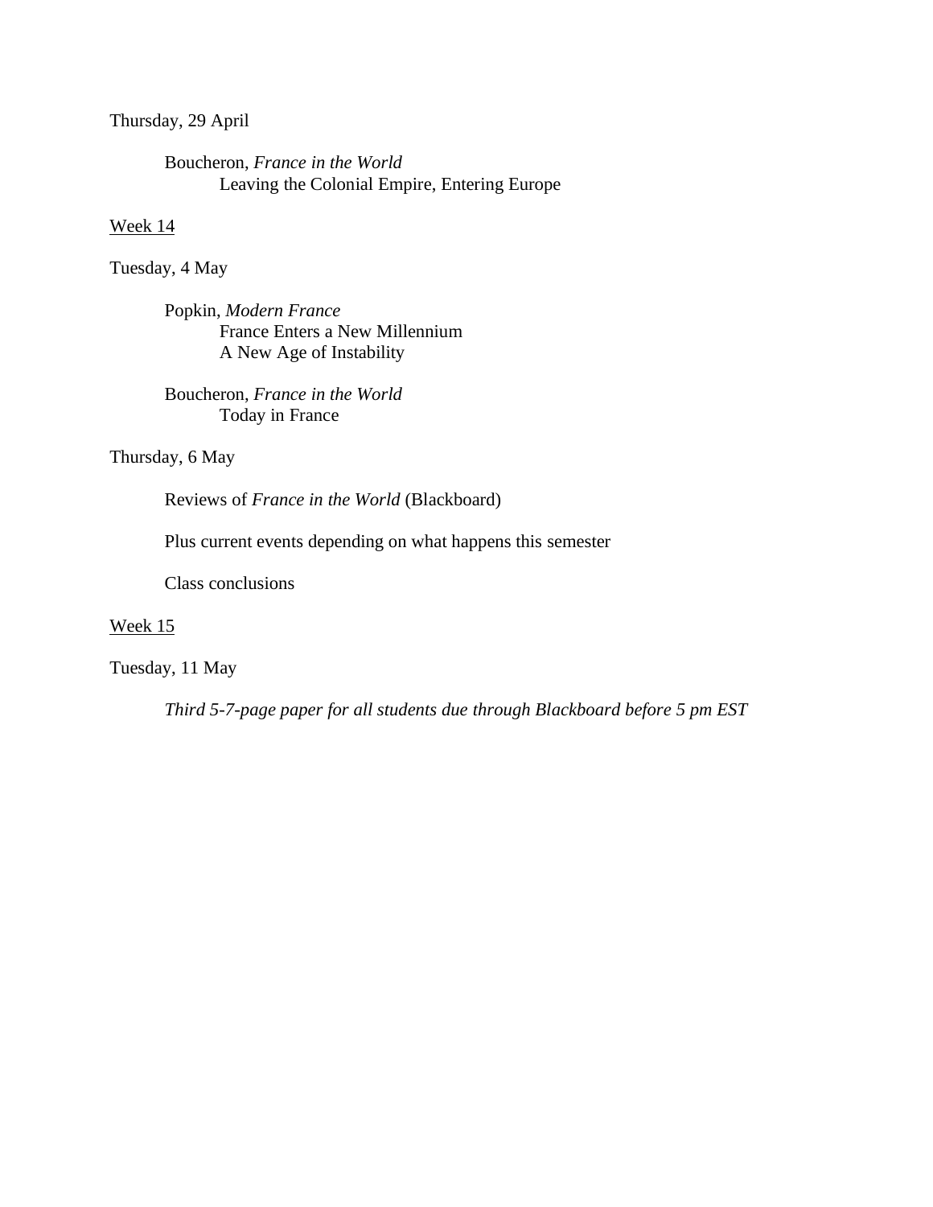Thursday, 29 April

Boucheron, *France in the World*
Leaving the Colonial Empire, Entering Europe

Week 14

Tuesday, 4 May

Popkin, *Modern France*
France Enters a New Millennium
A New Age of Instability

Boucheron, *France in the World*
Today in France

Thursday, 6 May

Reviews of *France in the World* (Blackboard)

Plus current events depending on what happens this semester

Class conclusions

Week 15

Tuesday, 11 May

*Third 5-7-page paper for all students due through Blackboard before 5 pm EST*